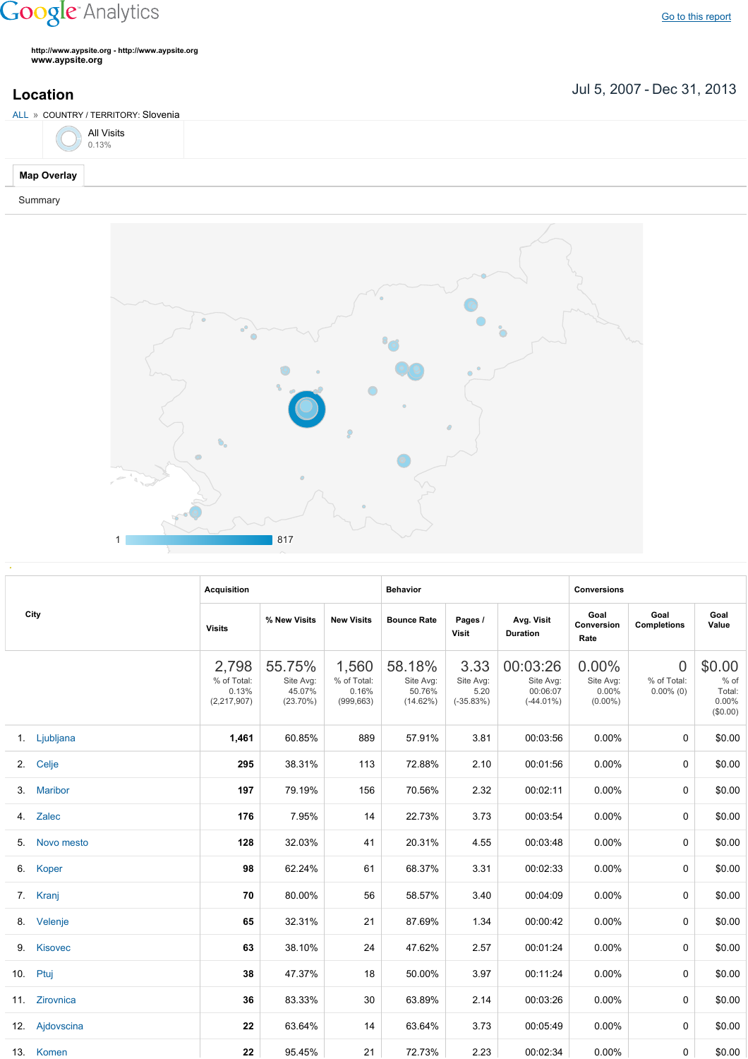Google Analytics

Go to this report

http://www.aypsite.org - http://www.aypsite.org
www.aypsite.org

## Location

Jul 5, 2007 - Dec 31, 2013

ALL » COUNTRY / TERRITORY: Slovenia

All Visits
0.13%

Map Overlay

Summary

1 817

| City | Acquisition | | | Behavior | | | Conversions | | |
|---|---|---|---|---|---|---|---|---|---|
| | Visits | % New Visits | New Visits | Bounce Rate | Pages / Visit | Avg. Visit Duration | Goal Conversion Rate | Goal Completions | Goal Value |
| | 2,798 % of Total: 0.13% (2,217,907) | 55.75% Site Avg: 45.07% (23.70%) | 1,560 % of Total: 0.16% (999,663) | 58.18% Site Avg: 50.76% (14.62%) | 3.33 Site Avg: 5.20 (-35.83%) | 00:03:26 Site Avg: 00:06:07 (-44.01%) | 0.00% Site Avg: 0.00% (0.00%) | 0 % of Total: 0.00% (0) | $0.00 % of Total: 0.00% ($0.00) |
| 1. Ljubljana | 1,461 | 60.85% | 889 | 57.91% | 3.81 | 00:03:56 | 0.00% | 0 | $0.00 |
| 2. Celje | 295 | 38.31% | 113 | 72.88% | 2.10 | 00:01:56 | 0.00% | 0 | $0.00 |
| 3. Maribor | 197 | 79.19% | 156 | 70.56% | 2.32 | 00:02:11 | 0.00% | 0 | $0.00 |
| 4. Zalec | 176 | 7.95% | 14 | 22.73% | 3.73 | 00:03:54 | 0.00% | 0 | $0.00 |
| 5. Novo mesto | 128 | 32.03% | 41 | 20.31% | 4.55 | 00:03:48 | 0.00% | 0 | $0.00 |
| 6. Koper | 98 | 62.24% | 61 | 68.37% | 3.31 | 00:02:33 | 0.00% | 0 | $0.00 |
| 7. Kranj | 70 | 80.00% | 56 | 58.57% | 3.40 | 00:04:09 | 0.00% | 0 | $0.00 |
| 8. Velenje | 65 | 32.31% | 21 | 87.69% | 1.34 | 00:00:42 | 0.00% | 0 | $0.00 |
| 9. Kisovec | 63 | 38.10% | 24 | 47.62% | 2.57 | 00:01:24 | 0.00% | 0 | $0.00 |
| 10. Ptuj | 38 | 47.37% | 18 | 50.00% | 3.97 | 00:11:24 | 0.00% | 0 | $0.00 |
| 11. Zirovnica | 36 | 83.33% | 30 | 63.89% | 2.14 | 00:03:26 | 0.00% | 0 | $0.00 |
| 12. Ajdovscina | 22 | 63.64% | 14 | 63.64% | 3.73 | 00:05:49 | 0.00% | 0 | $0.00 |
| 13. Komen | 22 | 95.45% | 21 | 72.73% | 2.23 | 00:02:34 | 0.00% | 0 | $0.00 |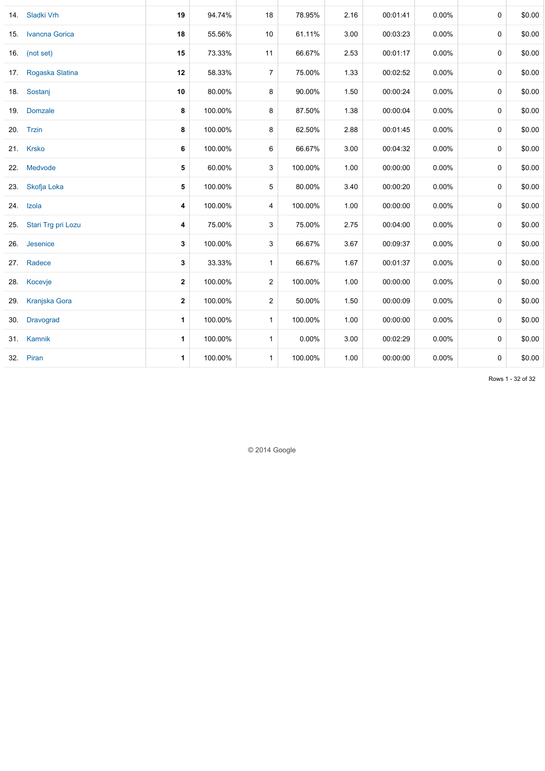| | | | | | | | | | | |
|---|---|---|---|---|---|---|---|---|---|---|
| 14. | Sladki Vrh | **19** | 94.74% | 18 | 78.95% | 2.16 | 00:01:41 | 0.00% | 0 | $0.00 |
| 15. | Ivancna Gorica | **18** | 55.56% | 10 | 61.11% | 3.00 | 00:03:23 | 0.00% | 0 | $0.00 |
| 16. | (not set) | **15** | 73.33% | 11 | 66.67% | 2.53 | 00:01:17 | 0.00% | 0 | $0.00 |
| 17. | Rogaska Slatina | **12** | 58.33% | 7 | 75.00% | 1.33 | 00:02:52 | 0.00% | 0 | $0.00 |
| 18. | Sostanj | **10** | 80.00% | 8 | 90.00% | 1.50 | 00:00:24 | 0.00% | 0 | $0.00 |
| 19. | Domzale | **8** | 100.00% | 8 | 87.50% | 1.38 | 00:00:04 | 0.00% | 0 | $0.00 |
| 20. | Trzin | **8** | 100.00% | 8 | 62.50% | 2.88 | 00:01:45 | 0.00% | 0 | $0.00 |
| 21. | Krsko | **6** | 100.00% | 6 | 66.67% | 3.00 | 00:04:32 | 0.00% | 0 | $0.00 |
| 22. | Medvode | **5** | 60.00% | 3 | 100.00% | 1.00 | 00:00:00 | 0.00% | 0 | $0.00 |
| 23. | Skofja Loka | **5** | 100.00% | 5 | 80.00% | 3.40 | 00:00:20 | 0.00% | 0 | $0.00 |
| 24. | Izola | **4** | 100.00% | 4 | 100.00% | 1.00 | 00:00:00 | 0.00% | 0 | $0.00 |
| 25. | Stari Trg pri Lozu | **4** | 75.00% | 3 | 75.00% | 2.75 | 00:04:00 | 0.00% | 0 | $0.00 |
| 26. | Jesenice | **3** | 100.00% | 3 | 66.67% | 3.67 | 00:09:37 | 0.00% | 0 | $0.00 |
| 27. | Radece | **3** | 33.33% | 1 | 66.67% | 1.67 | 00:01:37 | 0.00% | 0 | $0.00 |
| 28. | Kocevje | **2** | 100.00% | 2 | 100.00% | 1.00 | 00:00:00 | 0.00% | 0 | $0.00 |
| 29. | Kranjska Gora | **2** | 100.00% | 2 | 50.00% | 1.50 | 00:00:09 | 0.00% | 0 | $0.00 |
| 30. | Dravograd | **1** | 100.00% | 1 | 100.00% | 1.00 | 00:00:00 | 0.00% | 0 | $0.00 |
| 31. | Kamnik | **1** | 100.00% | 1 | 0.00% | 3.00 | 00:02:29 | 0.00% | 0 | $0.00 |
| 32. | Piran | **1** | 100.00% | 1 | 100.00% | 1.00 | 00:00:00 | 0.00% | 0 | $0.00 |

Rows 1 - 32 of 32

© 2014 Google